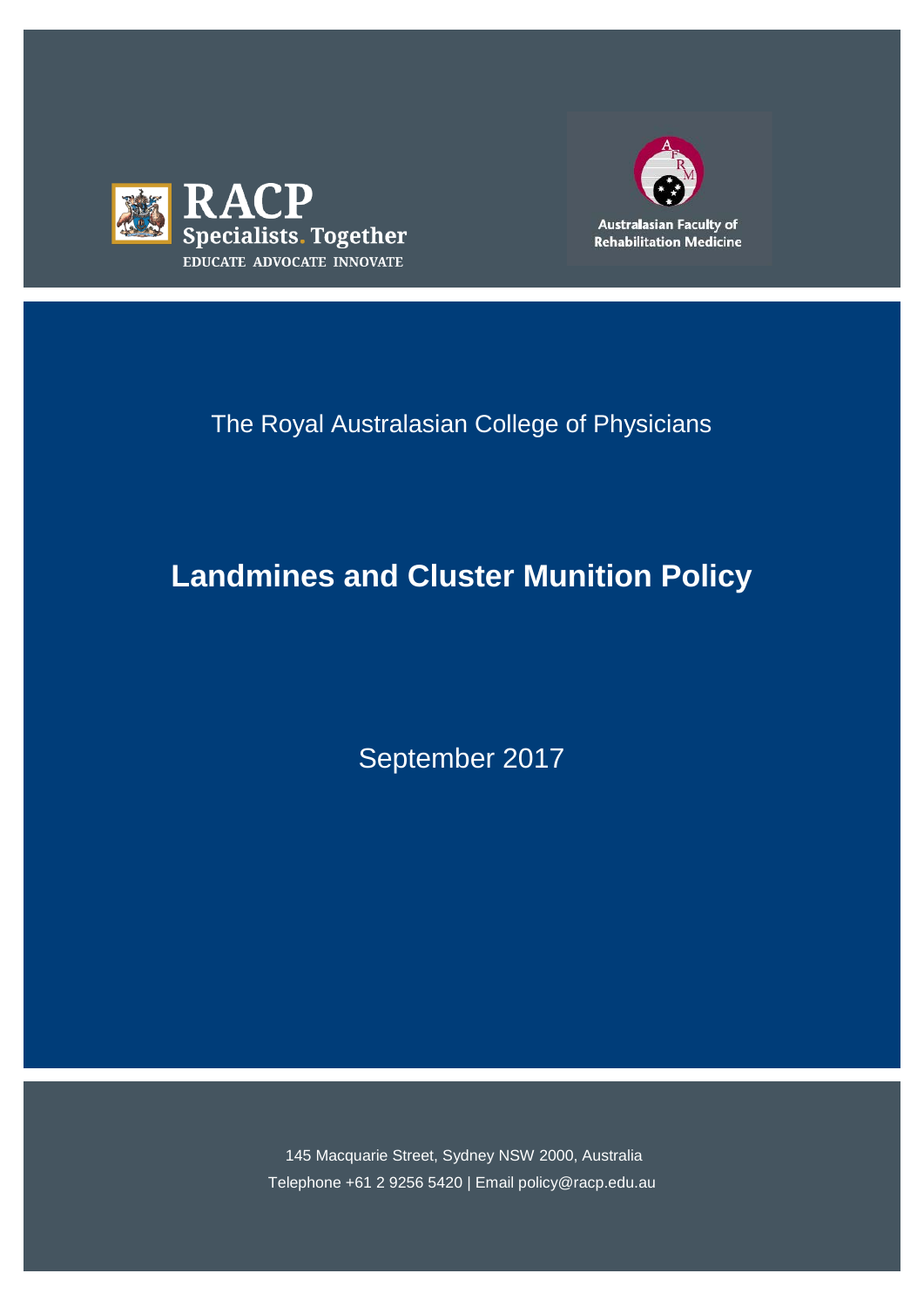RACP
Specialists. Together
EDUCATE ADVOCATE INNOVATE

Australasian Faculty of Rehabilitation Medicine

The Royal Australasian College of Physicians

# Landmines and Cluster Munition Policy

September 2017

145 Macquarie Street, Sydney NSW 2000, Australia
Telephone +61 2 9256 5420 | Email policy@racp.edu.au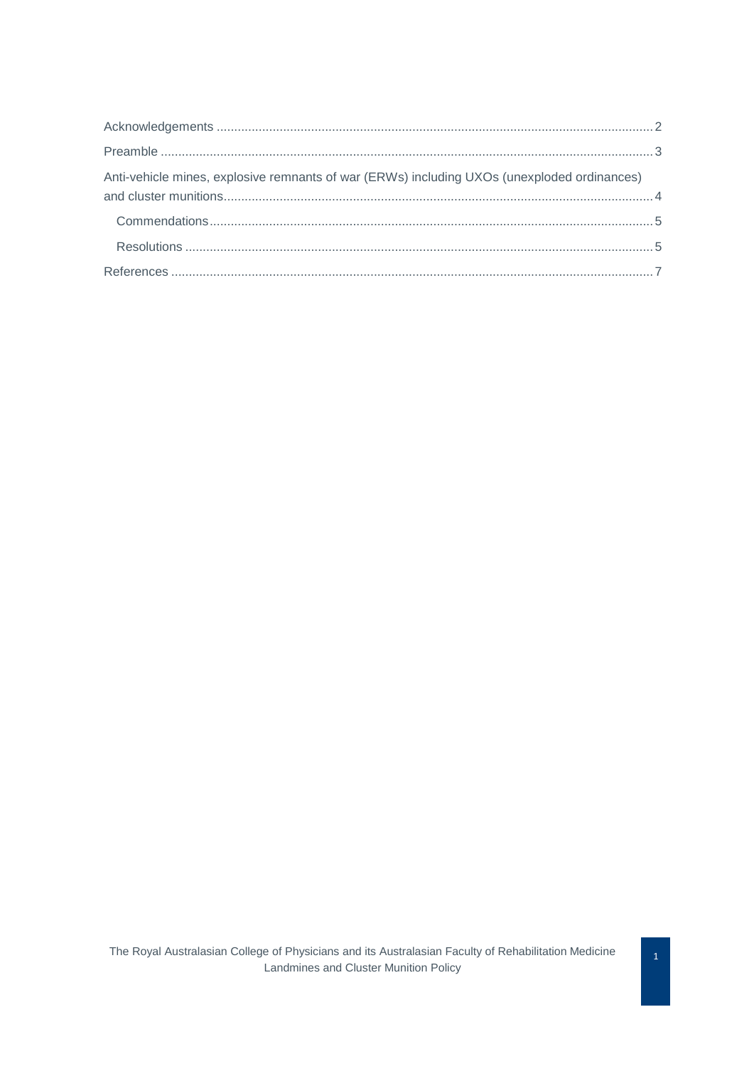Acknowledgements .......... 2

Preamble .......... 3

Anti-vehicle mines, explosive remnants of war (ERWs) including UXOs (unexploded ordinances) and cluster munitions .......... 4

- Commendations .......... 5
- Resolutions .......... 5

References .......... 7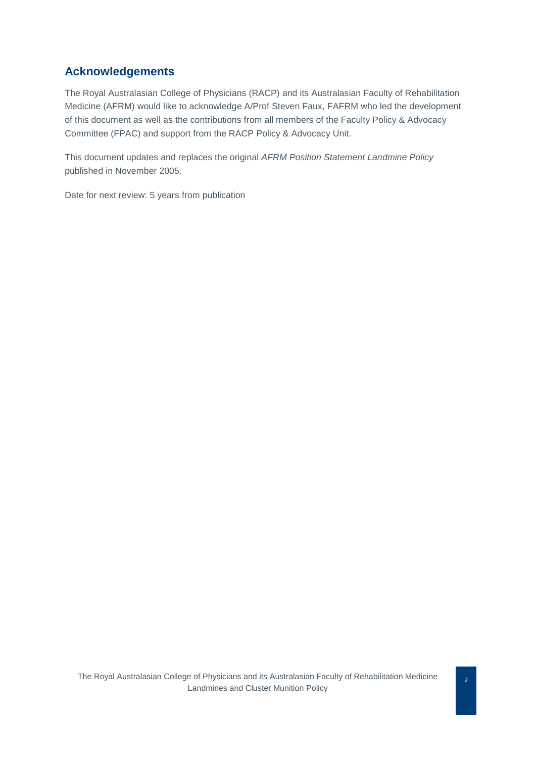## Acknowledgements

The Royal Australasian College of Physicians (RACP) and its Australasian Faculty of Rehabilitation Medicine (AFRM) would like to acknowledge A/Prof Steven Faux, FAFRM who led the development of this document as well as the contributions from all members of the Faculty Policy & Advocacy Committee (FPAC) and support from the RACP Policy & Advocacy Unit.

This document updates and replaces the original *AFRM Position Statement Landmine Policy* published in November 2005.

Date for next review: 5 years from publication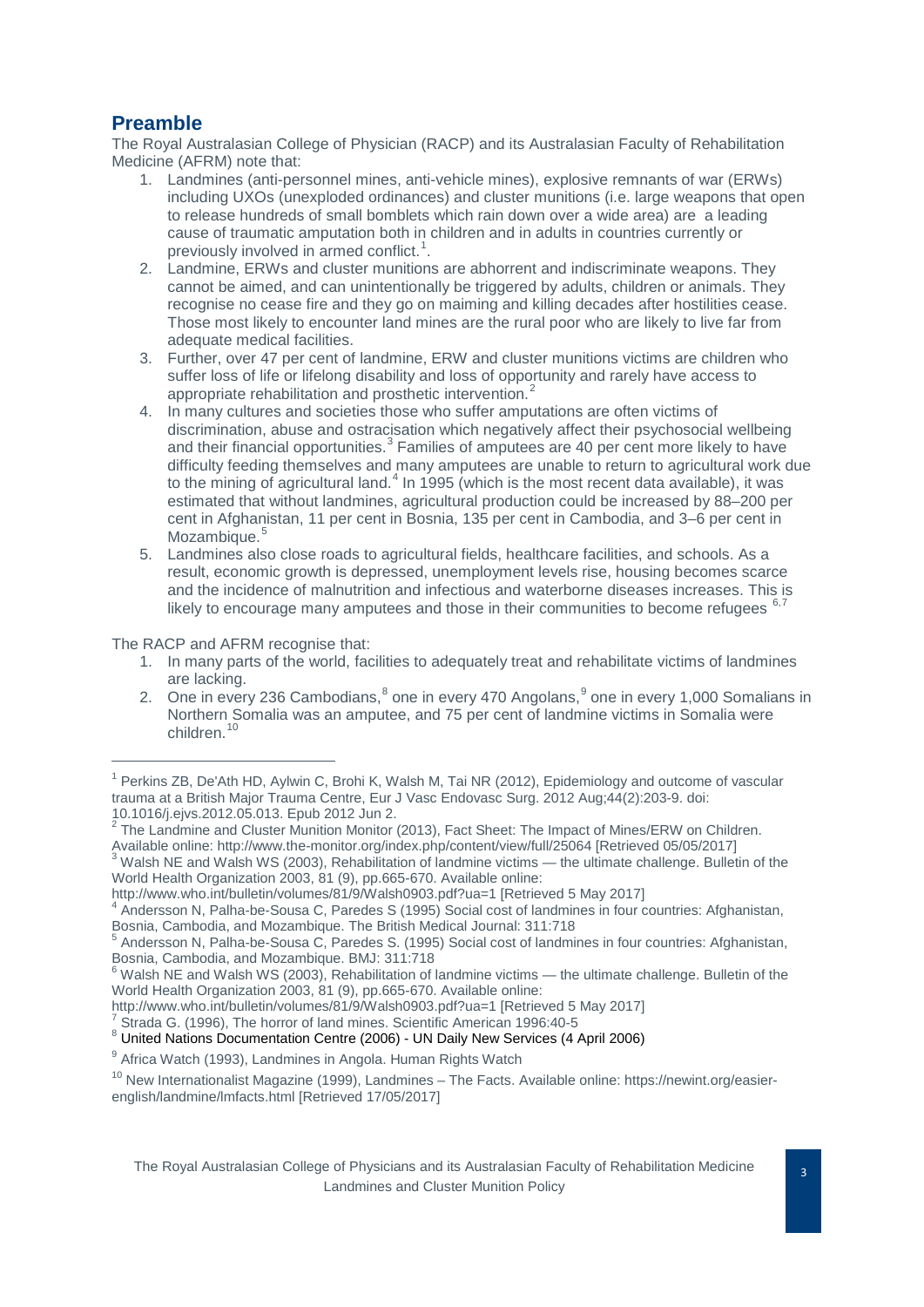## Preamble

The Royal Australasian College of Physician (RACP) and its Australasian Faculty of Rehabilitation Medicine (AFRM) note that:

1. Landmines (anti-personnel mines, anti-vehicle mines), explosive remnants of war (ERWs) including UXOs (unexploded ordinances) and cluster munitions (i.e. large weapons that open to release hundreds of small bomblets which rain down over a wide area) are a leading cause of traumatic amputation both in children and in adults in countries currently or previously involved in armed conflict.[1].
2. Landmine, ERWs and cluster munitions are abhorrent and indiscriminate weapons. They cannot be aimed, and can unintentionally be triggered by adults, children or animals. They recognise no cease fire and they go on maiming and killing decades after hostilities cease. Those most likely to encounter land mines are the rural poor who are likely to live far from adequate medical facilities.
3. Further, over 47 per cent of landmine, ERW and cluster munitions victims are children who suffer loss of life or lifelong disability and loss of opportunity and rarely have access to appropriate rehabilitation and prosthetic intervention.[2]
4. In many cultures and societies those who suffer amputations are often victims of discrimination, abuse and ostracisation which negatively affect their psychosocial wellbeing and their financial opportunities.[3] Families of amputees are 40 per cent more likely to have difficulty feeding themselves and many amputees are unable to return to agricultural work due to the mining of agricultural land.[4] In 1995 (which is the most recent data available), it was estimated that without landmines, agricultural production could be increased by 88–200 per cent in Afghanistan, 11 per cent in Bosnia, 135 per cent in Cambodia, and 3–6 per cent in Mozambique.[5]
5. Landmines also close roads to agricultural fields, healthcare facilities, and schools. As a result, economic growth is depressed, unemployment levels rise, housing becomes scarce and the incidence of malnutrition and infectious and waterborne diseases increases. This is likely to encourage many amputees and those in their communities to become refugees [6,7]

The RACP and AFRM recognise that:

1. In many parts of the world, facilities to adequately treat and rehabilitate victims of landmines are lacking.
2. One in every 236 Cambodians,[8] one in every 470 Angolans,[9] one in every 1,000 Somalians in Northern Somalia was an amputee, and 75 per cent of landmine victims in Somalia were children.[10]

---

[1] Perkins ZB, De'Ath HD, Aylwin C, Brohi K, Walsh M, Tai NR (2012), Epidemiology and outcome of vascular trauma at a British Major Trauma Centre, Eur J Vasc Endovasc Surg. 2012 Aug;44(2):203-9. doi: 10.1016/j.ejvs.2012.05.013. Epub 2012 Jun 2.

[2] The Landmine and Cluster Munition Monitor (2013), Fact Sheet: The Impact of Mines/ERW on Children. Available online: http://www.the-monitor.org/index.php/content/view/full/25064 [Retrieved 05/05/2017]

[3] Walsh NE and Walsh WS (2003), Rehabilitation of landmine victims — the ultimate challenge. Bulletin of the World Health Organization 2003, 81 (9), pp.665-670. Available online: http://www.who.int/bulletin/volumes/81/9/Walsh0903.pdf?ua=1 [Retrieved 5 May 2017]

[4] Andersson N, Palha-be-Sousa C, Paredes S (1995) Social cost of landmines in four countries: Afghanistan, Bosnia, Cambodia, and Mozambique. The British Medical Journal: 311:718

[5] Andersson N, Palha-be-Sousa C, Paredes S. (1995) Social cost of landmines in four countries: Afghanistan, Bosnia, Cambodia, and Mozambique. BMJ: 311:718

[6] Walsh NE and Walsh WS (2003), Rehabilitation of landmine victims — the ultimate challenge. Bulletin of the World Health Organization 2003, 81 (9), pp.665-670. Available online: http://www.who.int/bulletin/volumes/81/9/Walsh0903.pdf?ua=1 [Retrieved 5 May 2017]

[7] Strada G. (1996), The horror of land mines. Scientific American 1996:40-5

[8] United Nations Documentation Centre (2006) - UN Daily New Services (4 April 2006)

[9] Africa Watch (1993), Landmines in Angola. Human Rights Watch

[10] New Internationalist Magazine (1999), Landmines – The Facts. Available online: https://newint.org/easier-english/landmine/lmfacts.html [Retrieved 17/05/2017]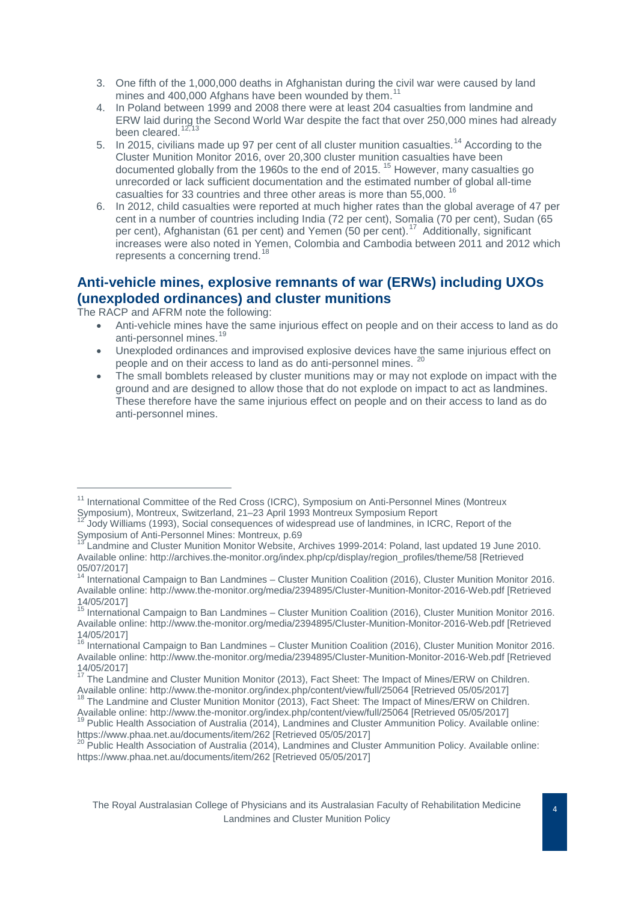3. One fifth of the 1,000,000 deaths in Afghanistan during the civil war were caused by land mines and 400,000 Afghans have been wounded by them.[11]
4. In Poland between 1999 and 2008 there were at least 204 casualties from landmine and ERW laid during the Second World War despite the fact that over 250,000 mines had already been cleared.[12,13]
5. In 2015, civilians made up 97 per cent of all cluster munition casualties.[14] According to the Cluster Munition Monitor 2016, over 20,300 cluster munition casualties have been documented globally from the 1960s to the end of 2015.[15] However, many casualties go unrecorded or lack sufficient documentation and the estimated number of global all-time casualties for 33 countries and three other areas is more than 55,000.[16]
6. In 2012, child casualties were reported at much higher rates than the global average of 47 per cent in a number of countries including India (72 per cent), Somalia (70 per cent), Sudan (65 per cent), Afghanistan (61 per cent) and Yemen (50 per cent).[17] Additionally, significant increases were also noted in Yemen, Colombia and Cambodia between 2011 and 2012 which represents a concerning trend.[18]

## Anti-vehicle mines, explosive remnants of war (ERWs) including UXOs (unexploded ordinances) and cluster munitions

The RACP and AFRM note the following:

- Anti-vehicle mines have the same injurious effect on people and on their access to land as do anti-personnel mines.[19]
- Unexploded ordinances and improvised explosive devices have the same injurious effect on people and on their access to land as do anti-personnel mines.[20]
- The small bomblets released by cluster munitions may or may not explode on impact with the ground and are designed to allow those that do not explode on impact to act as landmines. These therefore have the same injurious effect on people and on their access to land as do anti-personnel mines.

---

[11] International Committee of the Red Cross (ICRC), Symposium on Anti-Personnel Mines (Montreux Symposium), Montreux, Switzerland, 21–23 April 1993 Montreux Symposium Report

[12] Jody Williams (1993), Social consequences of widespread use of landmines, in ICRC, Report of the Symposium of Anti-Personnel Mines: Montreux, p.69

[13] Landmine and Cluster Munition Monitor Website, Archives 1999-2014: Poland, last updated 19 June 2010. Available online: http://archives.the-monitor.org/index.php/cp/display/region_profiles/theme/58 [Retrieved 05/07/2017]

[14] International Campaign to Ban Landmines – Cluster Munition Coalition (2016), Cluster Munition Monitor 2016. Available online: http://www.the-monitor.org/media/2394895/Cluster-Munition-Monitor-2016-Web.pdf [Retrieved 14/05/2017]

[15] International Campaign to Ban Landmines – Cluster Munition Coalition (2016), Cluster Munition Monitor 2016. Available online: http://www.the-monitor.org/media/2394895/Cluster-Munition-Monitor-2016-Web.pdf [Retrieved 14/05/2017]

[16] International Campaign to Ban Landmines – Cluster Munition Coalition (2016), Cluster Munition Monitor 2016. Available online: http://www.the-monitor.org/media/2394895/Cluster-Munition-Monitor-2016-Web.pdf [Retrieved 14/05/2017]

[17] The Landmine and Cluster Munition Monitor (2013), Fact Sheet: The Impact of Mines/ERW on Children. Available online: http://www.the-monitor.org/index.php/content/view/full/25064 [Retrieved 05/05/2017]

[18] The Landmine and Cluster Munition Monitor (2013), Fact Sheet: The Impact of Mines/ERW on Children. Available online: http://www.the-monitor.org/index.php/content/view/full/25064 [Retrieved 05/05/2017]

[19] Public Health Association of Australia (2014), Landmines and Cluster Ammunition Policy. Available online: https://www.phaa.net.au/documents/item/262 [Retrieved 05/05/2017]

[20] Public Health Association of Australia (2014), Landmines and Cluster Ammunition Policy. Available online: https://www.phaa.net.au/documents/item/262 [Retrieved 05/05/2017]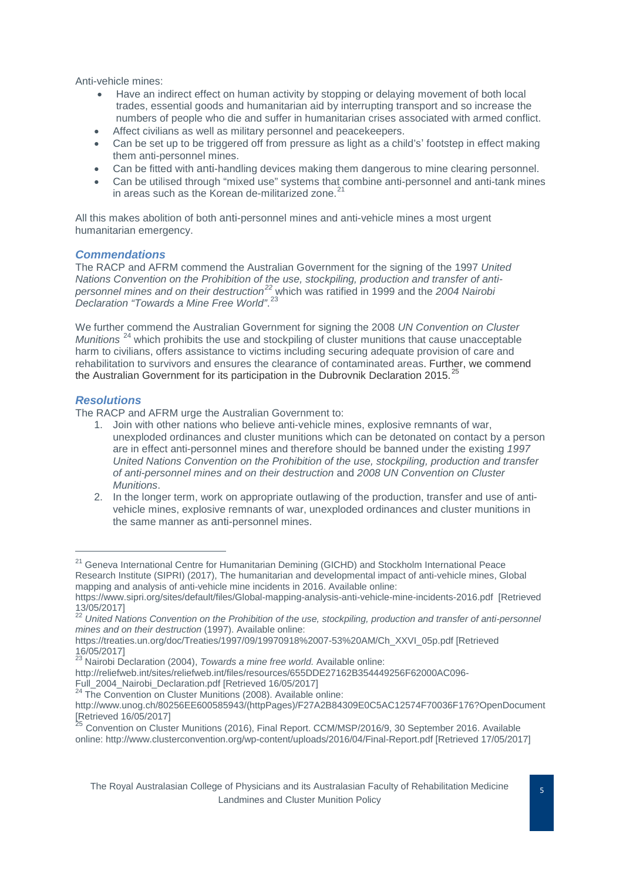Anti-vehicle mines:

- Have an indirect effect on human activity by stopping or delaying movement of both local trades, essential goods and humanitarian aid by interrupting transport and so increase the numbers of people who die and suffer in humanitarian crises associated with armed conflict.
- Affect civilians as well as military personnel and peacekeepers.
- Can be set up to be triggered off from pressure as light as a child's' footstep in effect making them anti-personnel mines.
- Can be fitted with anti-handling devices making them dangerous to mine clearing personnel.
- Can be utilised through "mixed use" systems that combine anti-personnel and anti-tank mines in areas such as the Korean de-militarized zone.[21]

All this makes abolition of both anti-personnel mines and anti-vehicle mines a most urgent humanitarian emergency.

### *Commendations*

The RACP and AFRM commend the Australian Government for the signing of the 1997 *United Nations Convention on the Prohibition of the use, stockpiling, production and transfer of anti-personnel mines and on their destruction*[22] which was ratified in 1999 and the *2004 Nairobi Declaration "Towards a Mine Free World"*.[23]

We further commend the Australian Government for signing the 2008 *UN Convention on Cluster Munitions*[24] which prohibits the use and stockpiling of cluster munitions that cause unacceptable harm to civilians, offers assistance to victims including securing adequate provision of care and rehabilitation to survivors and ensures the clearance of contaminated areas. Further, we commend the Australian Government for its participation in the Dubrovnik Declaration 2015.[25]

### *Resolutions*

The RACP and AFRM urge the Australian Government to:

1. Join with other nations who believe anti-vehicle mines, explosive remnants of war, unexploded ordinances and cluster munitions which can be detonated on contact by a person are in effect anti-personnel mines and therefore should be banned under the existing *1997 United Nations Convention on the Prohibition of the use, stockpiling, production and transfer of anti-personnel mines and on their destruction* and *2008 UN Convention on Cluster Munitions*.
2. In the longer term, work on appropriate outlawing of the production, transfer and use of anti-vehicle mines, explosive remnants of war, unexploded ordinances and cluster munitions in the same manner as anti-personnel mines.

---

[21] Geneva International Centre for Humanitarian Demining (GICHD) and Stockholm International Peace Research Institute (SIPRI) (2017), The humanitarian and developmental impact of anti-vehicle mines, Global mapping and analysis of anti-vehicle mine incidents in 2016. Available online: https://www.sipri.org/sites/default/files/Global-mapping-analysis-anti-vehicle-mine-incidents-2016.pdf [Retrieved 13/05/2017]

[22] *United Nations Convention on the Prohibition of the use, stockpiling, production and transfer of anti-personnel mines and on their destruction* (1997). Available online: https://treaties.un.org/doc/Treaties/1997/09/19970918%2007-53%20AM/Ch_XXVI_05p.pdf [Retrieved 16/05/2017]

[23] Nairobi Declaration (2004), *Towards a mine free world.* Available online: http://reliefweb.int/sites/reliefweb.int/files/resources/655DDE27162B354449256F62000AC096-Full_2004_Nairobi_Declaration.pdf [Retrieved 16/05/2017]

[24] The Convention on Cluster Munitions (2008). Available online: http://www.unog.ch/80256EE600585943/(httpPages)/F27A2B84309E0C5AC12574F70036F176?OpenDocument [Retrieved 16/05/2017]

[25] Convention on Cluster Munitions (2016), Final Report. CCM/MSP/2016/9, 30 September 2016. Available online: http://www.clusterconvention.org/wp-content/uploads/2016/04/Final-Report.pdf [Retrieved 17/05/2017]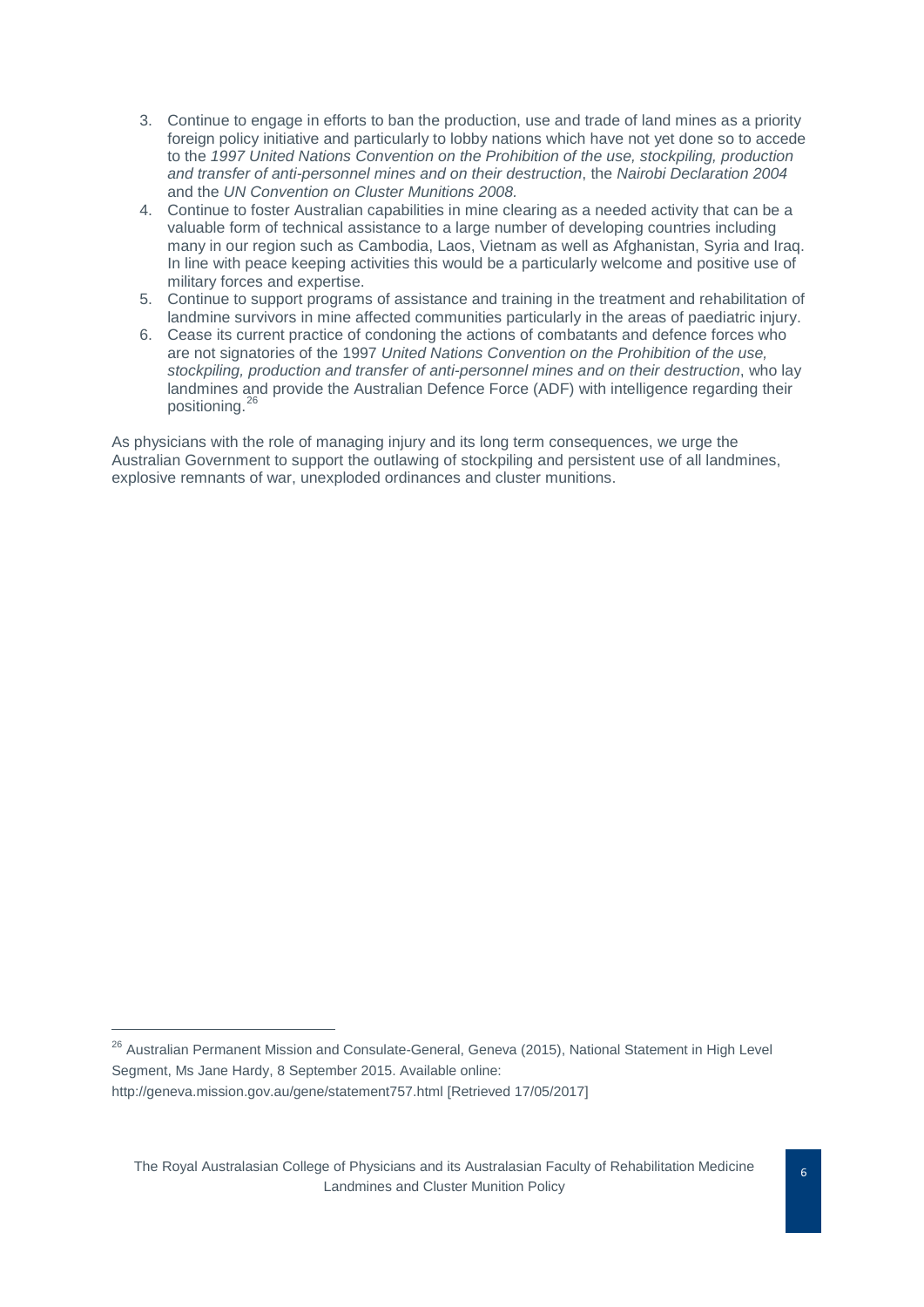3. Continue to engage in efforts to ban the production, use and trade of land mines as a priority foreign policy initiative and particularly to lobby nations which have not yet done so to accede to the *1997 United Nations Convention on the Prohibition of the use, stockpiling, production and transfer of anti-personnel mines and on their destruction*, the *Nairobi Declaration 2004* and the *UN Convention on Cluster Munitions 2008.*
4. Continue to foster Australian capabilities in mine clearing as a needed activity that can be a valuable form of technical assistance to a large number of developing countries including many in our region such as Cambodia, Laos, Vietnam as well as Afghanistan, Syria and Iraq. In line with peace keeping activities this would be a particularly welcome and positive use of military forces and expertise.
5. Continue to support programs of assistance and training in the treatment and rehabilitation of landmine survivors in mine affected communities particularly in the areas of paediatric injury.
6. Cease its current practice of condoning the actions of combatants and defence forces who are not signatories of the 1997 *United Nations Convention on the Prohibition of the use, stockpiling, production and transfer of anti-personnel mines and on their destruction*, who lay landmines and provide the Australian Defence Force (ADF) with intelligence regarding their positioning.[26]

As physicians with the role of managing injury and its long term consequences, we urge the Australian Government to support the outlawing of stockpiling and persistent use of all landmines, explosive remnants of war, unexploded ordinances and cluster munitions.

---

[26] Australian Permanent Mission and Consulate-General, Geneva (2015), National Statement in High Level Segment, Ms Jane Hardy, 8 September 2015. Available online: http://geneva.mission.gov.au/gene/statement757.html [Retrieved 17/05/2017]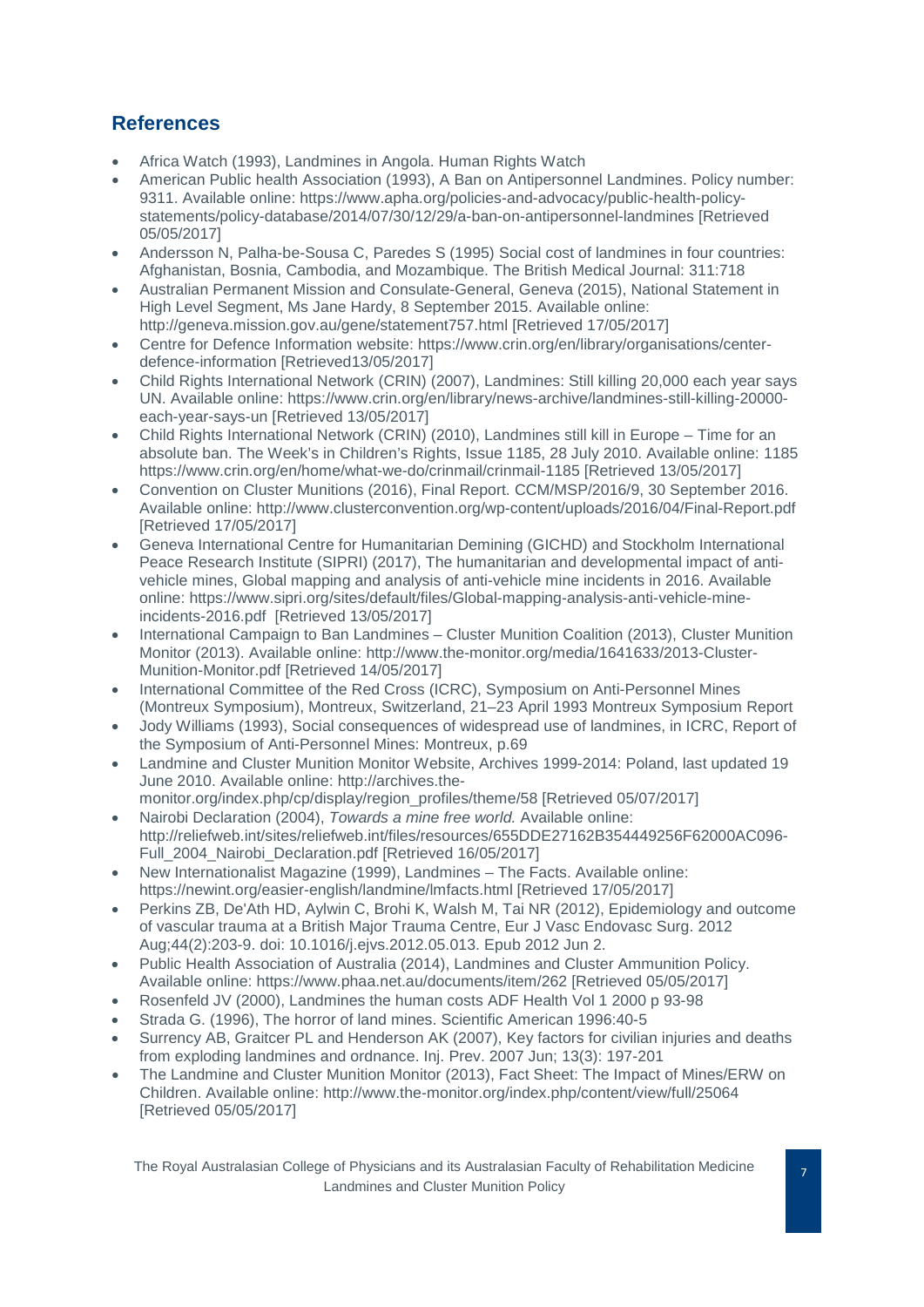## References

- Africa Watch (1993), Landmines in Angola. Human Rights Watch
- American Public health Association (1993), A Ban on Antipersonnel Landmines. Policy number: 9311. Available online: https://www.apha.org/policies-and-advocacy/public-health-policy-statements/policy-database/2014/07/30/12/29/a-ban-on-antipersonnel-landmines [Retrieved 05/05/2017]
- Andersson N, Palha-be-Sousa C, Paredes S (1995) Social cost of landmines in four countries: Afghanistan, Bosnia, Cambodia, and Mozambique. The British Medical Journal: 311:718
- Australian Permanent Mission and Consulate-General, Geneva (2015), National Statement in High Level Segment, Ms Jane Hardy, 8 September 2015. Available online: http://geneva.mission.gov.au/gene/statement757.html [Retrieved 17/05/2017]
- Centre for Defence Information website: https://www.crin.org/en/library/organisations/center-defence-information [Retrieved13/05/2017]
- Child Rights International Network (CRIN) (2007), Landmines: Still killing 20,000 each year says UN. Available online: https://www.crin.org/en/library/news-archive/landmines-still-killing-20000-each-year-says-un [Retrieved 13/05/2017]
- Child Rights International Network (CRIN) (2010), Landmines still kill in Europe – Time for an absolute ban. The Week's in Children's Rights, Issue 1185, 28 July 2010. Available online: 1185 https://www.crin.org/en/home/what-we-do/crinmail/crinmail-1185 [Retrieved 13/05/2017]
- Convention on Cluster Munitions (2016), Final Report. CCM/MSP/2016/9, 30 September 2016. Available online: http://www.clusterconvention.org/wp-content/uploads/2016/04/Final-Report.pdf [Retrieved 17/05/2017]
- Geneva International Centre for Humanitarian Demining (GICHD) and Stockholm International Peace Research Institute (SIPRI) (2017), The humanitarian and developmental impact of anti-vehicle mines, Global mapping and analysis of anti-vehicle mine incidents in 2016. Available online: https://www.sipri.org/sites/default/files/Global-mapping-analysis-anti-vehicle-mine-incidents-2016.pdf [Retrieved 13/05/2017]
- International Campaign to Ban Landmines – Cluster Munition Coalition (2013), Cluster Munition Monitor (2013). Available online: http://www.the-monitor.org/media/1641633/2013-Cluster-Munition-Monitor.pdf [Retrieved 14/05/2017]
- International Committee of the Red Cross (ICRC), Symposium on Anti-Personnel Mines (Montreux Symposium), Montreux, Switzerland, 21–23 April 1993 Montreux Symposium Report
- Jody Williams (1993), Social consequences of widespread use of landmines, in ICRC, Report of the Symposium of Anti-Personnel Mines: Montreux, p.69
- Landmine and Cluster Munition Monitor Website, Archives 1999-2014: Poland, last updated 19 June 2010. Available online: http://archives.the-monitor.org/index.php/cp/display/region_profiles/theme/58 [Retrieved 05/07/2017]
- Nairobi Declaration (2004), *Towards a mine free world.* Available online: http://reliefweb.int/sites/reliefweb.int/files/resources/655DDE27162B354449256F62000AC096-Full_2004_Nairobi_Declaration.pdf [Retrieved 16/05/2017]
- New Internationalist Magazine (1999), Landmines – The Facts. Available online: https://newint.org/easier-english/landmine/lmfacts.html [Retrieved 17/05/2017]
- Perkins ZB, De'Ath HD, Aylwin C, Brohi K, Walsh M, Tai NR (2012), Epidemiology and outcome of vascular trauma at a British Major Trauma Centre, Eur J Vasc Endovasc Surg. 2012 Aug;44(2):203-9. doi: 10.1016/j.ejvs.2012.05.013. Epub 2012 Jun 2.
- Public Health Association of Australia (2014), Landmines and Cluster Ammunition Policy. Available online: https://www.phaa.net.au/documents/item/262 [Retrieved 05/05/2017]
- Rosenfeld JV (2000), Landmines the human costs ADF Health Vol 1 2000 p 93-98
- Strada G. (1996), The horror of land mines. Scientific American 1996:40-5
- Surrency AB, Graitcer PL and Henderson AK (2007), Key factors for civilian injuries and deaths from exploding landmines and ordnance. Inj. Prev. 2007 Jun; 13(3): 197-201
- The Landmine and Cluster Munition Monitor (2013), Fact Sheet: The Impact of Mines/ERW on Children. Available online: http://www.the-monitor.org/index.php/content/view/full/25064 [Retrieved 05/05/2017]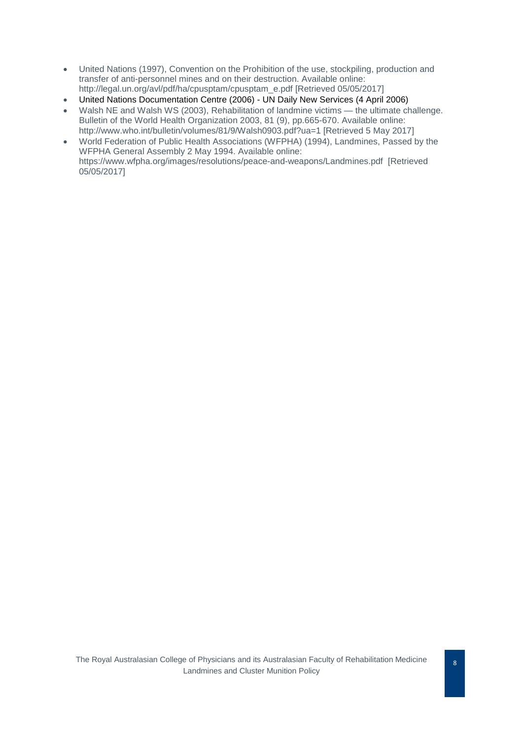- United Nations (1997), Convention on the Prohibition of the use, stockpiling, production and transfer of anti-personnel mines and on their destruction. Available online: http://legal.un.org/avl/pdf/ha/cpusptam/cpusptam_e.pdf [Retrieved 05/05/2017]
- United Nations Documentation Centre (2006) - UN Daily New Services (4 April 2006)
- Walsh NE and Walsh WS (2003), Rehabilitation of landmine victims — the ultimate challenge. Bulletin of the World Health Organization 2003, 81 (9), pp.665-670. Available online: http://www.who.int/bulletin/volumes/81/9/Walsh0903.pdf?ua=1 [Retrieved 5 May 2017]
- World Federation of Public Health Associations (WFPHA) (1994), Landmines, Passed by the WFPHA General Assembly 2 May 1994. Available online: https://www.wfpha.org/images/resolutions/peace-and-weapons/Landmines.pdf [Retrieved 05/05/2017]